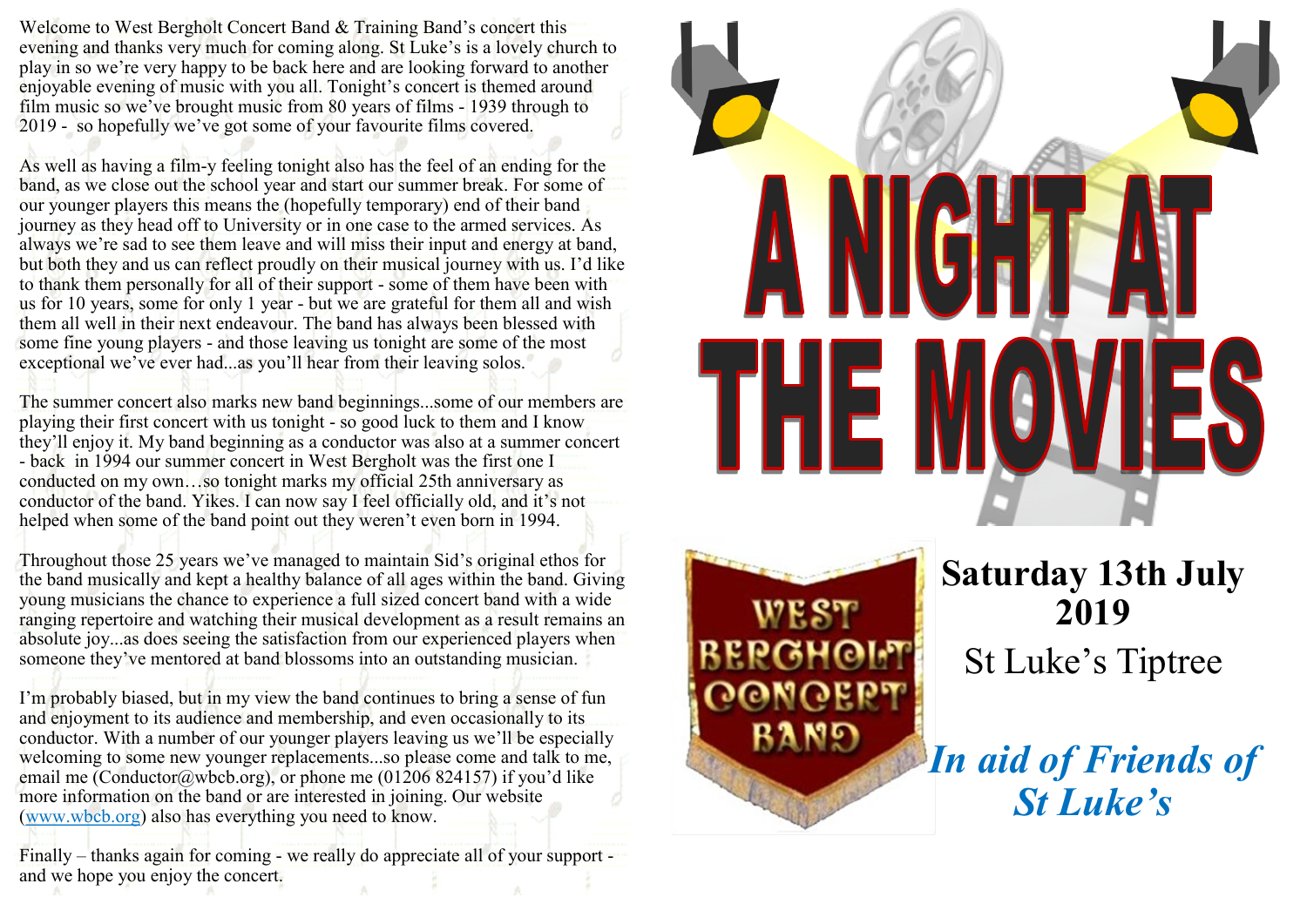Welcome to West Bergholt Concert Band & Training Band's concert this evening and thanks very much for coming along. St Luke's is a lovely church to play in so we're very happy to be back here and are looking forward to another enjoyable evening of music with you all. Tonight's concert is themed around film music so we've brought music from 80 years of films - 1939 through to 2019 - so hopefully we've got some of your favourite films covered.

As well as having a film-y feeling tonight also has the feel of an ending for the band, as we close out the school year and start our summer break. For some of our younger players this means the (hopefully temporary) end of their band journey as they head off to University or in one case to the armed services. As always we're sad to see them leave and will miss their input and energy at band, but both they and us can reflect proudly on their musical journey with us. I'd like to thank them personally for all of their support - some of them have been with us for 10 years, some for only 1 year - but we are grateful for them all and wish them all well in their next endeavour. The band has always been blessed with some fine young players - and those leaving us tonight are some of the most exceptional we've ever had...as you'll hear from their leaving solos.

The summer concert also marks new band beginnings...some of our members are playing their first concert with us tonight - so good luck to them and I know they'll enjoy it. My band beginning as a conductor was also at a summer concert - back in 1994 our summer concert in West Bergholt was the first one I conducted on my own…so tonight marks my official 25th anniversary as conductor of the band. Yikes. I can now say I feel officially old, and it's not helped when some of the band point out they weren't even born in 1994.

Throughout those 25 years we've managed to maintain Sid's original ethos for the band musically and kept a healthy balance of all ages within the band. Giving young musicians the chance to experience a full sized concert band with a wide ranging repertoire and watching their musical development as a result remains an absolute joy...as does seeing the satisfaction from our experienced players when someone they've mentored at band blossoms into an outstanding musician.

I'm probably biased, but in my view the band continues to bring a sense of fun and enjoyment to its audience and membership, and even occasionally to its conductor. With a number of our younger players leaving us we'll be especially welcoming to some new younger replacements...so please come and talk to me, email me (Conductor@wbcb.org), or phone me (01206 824157) if you'd like more information on the band or are interested in joining. Our website (www.wbcb.org) also has everything you need to know.

Finally – thanks again for coming - we really do appreciate all of your support - and we hope you enjoy the concert.

# A NIGHT AT THE MOVIES

West Bergholt Concert Band

**Saturday 13th July 2019**

St Luke's Tiptree

***In aid of Friends of St Luke's***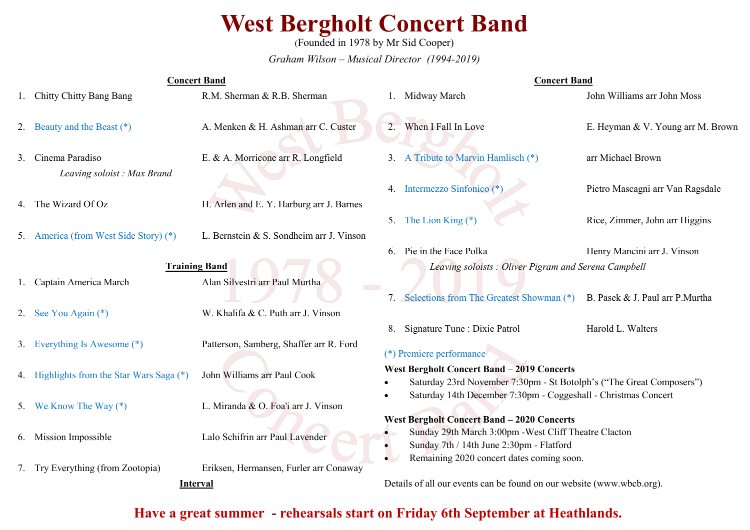# West Bergholt Concert Band

(Founded in 1978 by Mr Sid Cooper)

*Graham Wilson – Musical Director (1994-2019)*

**Concert Band**

1. Chitty Chitty Bang Bang — R.M. Sherman & R.B. Sherman
2. Beauty and the Beast (*) — A. Menken & H. Ashman arr C. Custer
3. Cinema Paradiso — E. & A. Morricone arr R. Longfield
   *Leaving soloist : Max Brand*
4. The Wizard Of Oz — H. Arlen and E. Y. Harburg arr J. Barnes
5. America (from West Side Story) (*) — L. Bernstein & S. Sondheim arr J. Vinson

**Training Band**

1. Captain America March — Alan Silvestri arr Paul Murtha
2. See You Again (*) — W. Khalifa & C. Puth arr J. Vinson
3. Everything Is Awesome (*) — Patterson, Samberg, Shaffer arr R. Ford
4. Highlights from the Star Wars Saga (*) — John Williams arr Paul Cook
5. We Know The Way (*) — L. Miranda & O. Foa'i arr J. Vinson
6. Mission Impossible — Lalo Schifrin arr Paul Lavender
7. Try Everything (from Zootopia) — Eriksen, Hermansen, Furler arr Conaway

**Interval**

**Concert Band**

1. Midway March — John Williams arr John Moss
2. When I Fall In Love — E. Heyman & V. Young arr M. Brown
3. A Tribute to Marvin Hamlisch (*) — arr Michael Brown
4. Intermezzo Sinfonico (*) — Pietro Mascagni arr Van Ragsdale
5. The Lion King (*) — Rice, Zimmer, John arr Higgins
6. Pie in the Face Polka — Henry Mancini arr J. Vinson
   *Leaving soloists : Oliver Pigram and Serena Campbell*
7. Selections from The Greatest Showman (*) — B. Pasek & J. Paul arr P.Murtha
8. Signature Tune : Dixie Patrol — Harold L. Walters

(*) Premiere performance

**West Bergholt Concert Band – 2019 Concerts**

- Saturday 23rd November 7:30pm - St Botolph's ("The Great Composers")
- Saturday 14th December 7:30pm - Coggeshall - Christmas Concert

**West Bergholt Concert Band – 2020 Concerts**

- Sunday 29th March 3:00pm -West Cliff Theatre Clacton
- Sunday 7th / 14th June 2:30pm - Flatford
- Remaining 2020 concert dates coming soon.

Details of all our events can be found on our website (www.wbcb.org).

**Have a great summer - rehearsals start on Friday 6th September at Heathlands.**